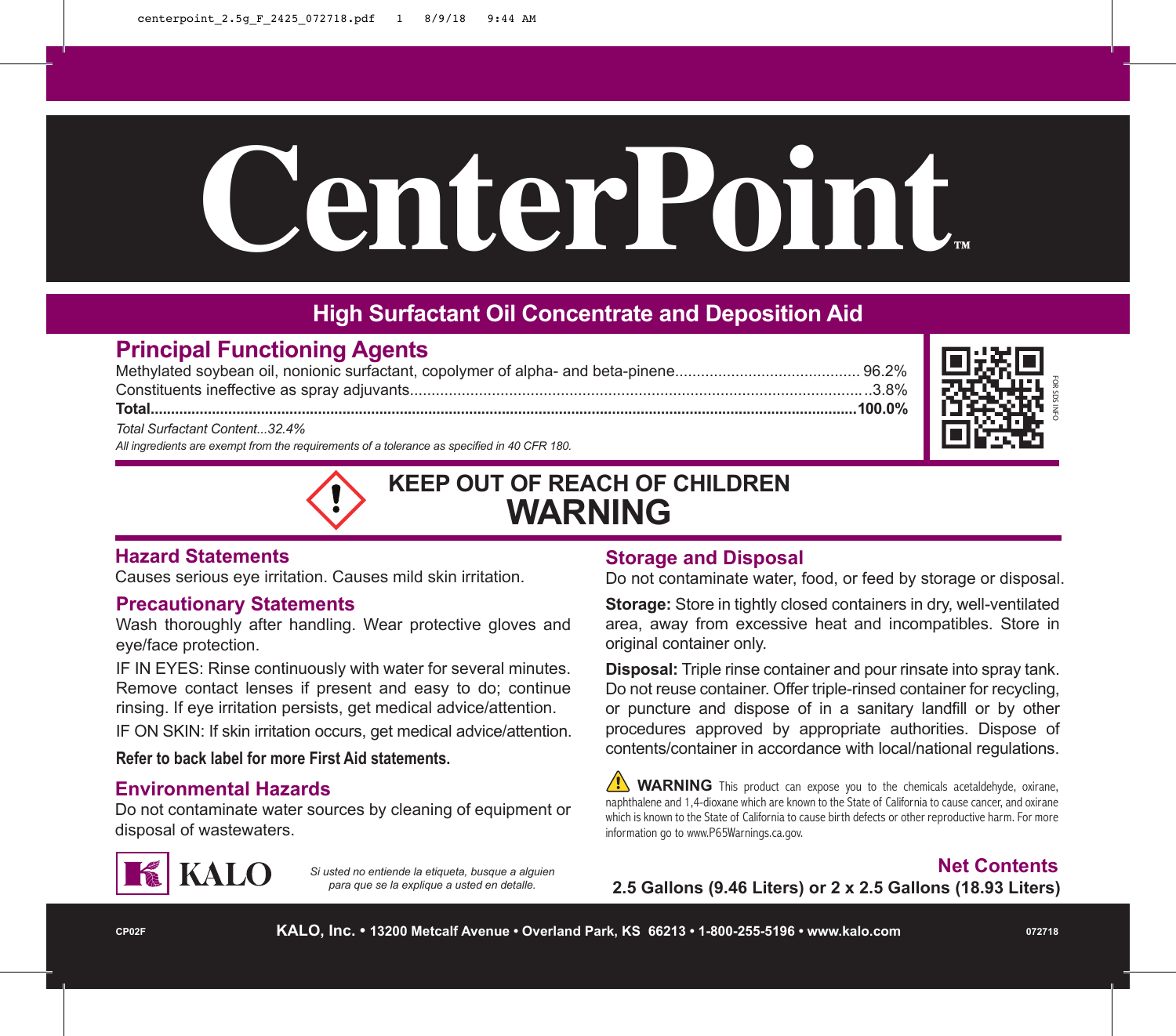# CenterPoint™

## High Surfactant Oil Concentrate and Deposition Aid

## Principal Functioning Agents

| Ingredient | % |
|---|---|
| Methylated soybean oil, nonionic surfactant, copolymer of alpha- and beta-pinene | 96.2% |
| Constituents ineffective as spray adjuvants | 3.8% |
| **Total** | **100.0%** |

*Total Surfactant Content...32.4%*

*All ingredients are exempt from the requirements of a tolerance as specified in 40 CFR 180.*

FOR SDS INFO

**KEEP OUT OF REACH OF CHILDREN**

# WARNING

### Hazard Statements

Causes serious eye irritation. Causes mild skin irritation.

### Precautionary Statements

Wash thoroughly after handling. Wear protective gloves and eye/face protection.

IF IN EYES: Rinse continuously with water for several minutes. Remove contact lenses if present and easy to do; continue rinsing. If eye irritation persists, get medical advice/attention.

IF ON SKIN: If skin irritation occurs, get medical advice/attention.

**Refer to back label for more First Aid statements.**

### Environmental Hazards

Do not contaminate water sources by cleaning of equipment or disposal of wastewaters.

### Storage and Disposal

Do not contaminate water, food, or feed by storage or disposal.

**Storage:** Store in tightly closed containers in dry, well-ventilated area, away from excessive heat and incompatibles. Store in original container only.

**Disposal:** Triple rinse container and pour rinsate into spray tank. Do not reuse container. Offer triple-rinsed container for recycling, or puncture and dispose of in a sanitary landfill or by other procedures approved by appropriate authorities. Dispose of contents/container in accordance with local/national regulations.

**WARNING** This product can expose you to the chemicals acetaldehyde, oxirane, naphthalene and 1,4-dioxane which are known to the State of California to cause cancer, and oxirane which is known to the State of California to cause birth defects or other reproductive harm. For more information go to www.P65Warnings.ca.gov.

KALO

*Si usted no entiende la etiqueta, busque a alguien para que se la explique a usted en detalle.*

### Net Contents

**2.5 Gallons (9.46 Liters) or 2 x 2.5 Gallons (18.93 Liters)**

CP02F **KALO, Inc. • 13200 Metcalf Avenue • Overland Park, KS 66213 • 1-800-255-5196 • www.kalo.com** 072718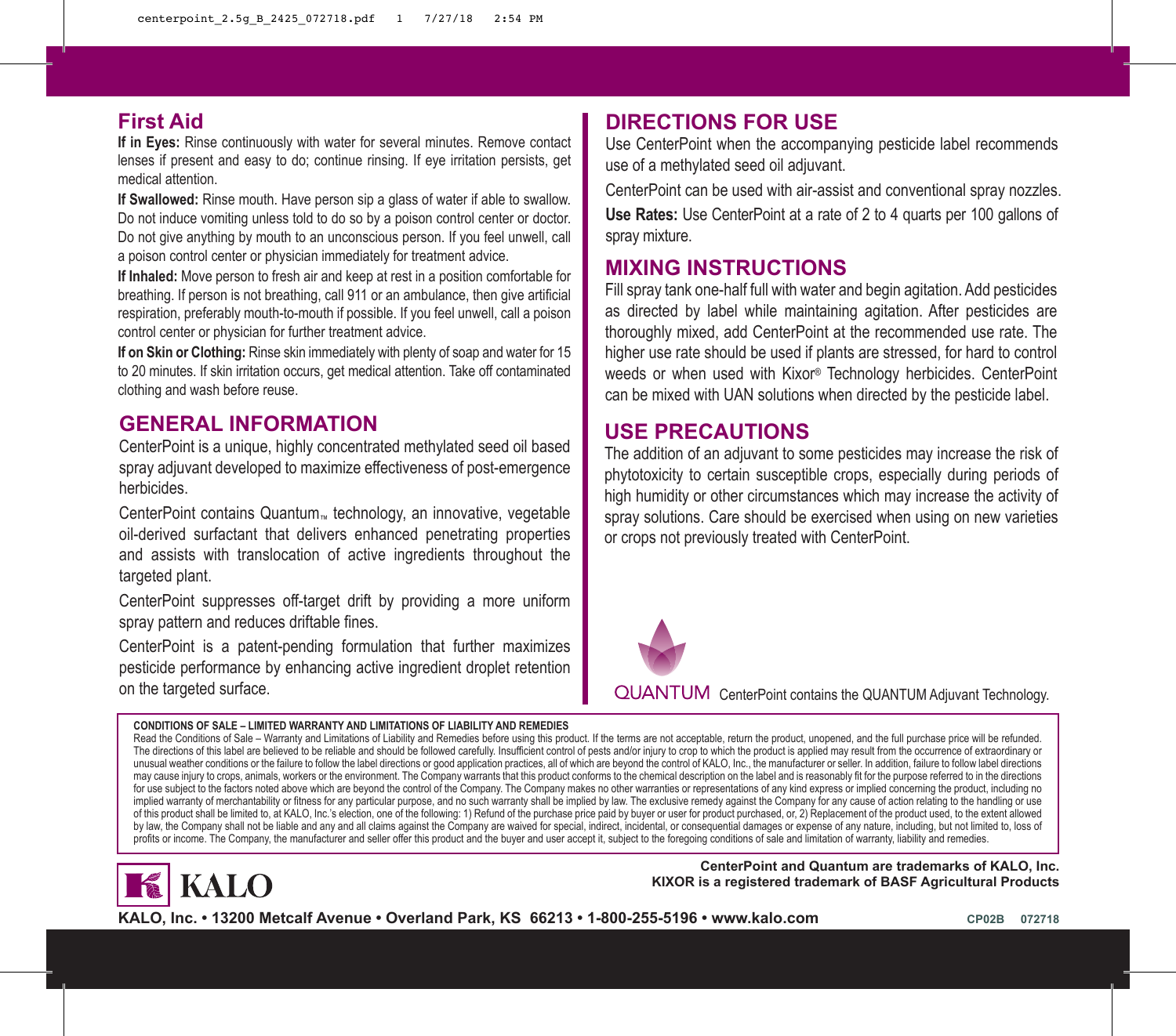## First Aid

**If in Eyes:** Rinse continuously with water for several minutes. Remove contact lenses if present and easy to do; continue rinsing. If eye irritation persists, get medical attention.

**If Swallowed:** Rinse mouth. Have person sip a glass of water if able to swallow. Do not induce vomiting unless told to do so by a poison control center or doctor. Do not give anything by mouth to an unconscious person. If you feel unwell, call a poison control center or physician immediately for treatment advice.

**If Inhaled:** Move person to fresh air and keep at rest in a position comfortable for breathing. If person is not breathing, call 911 or an ambulance, then give artificial respiration, preferably mouth-to-mouth if possible. If you feel unwell, call a poison control center or physician for further treatment advice.

**If on Skin or Clothing:** Rinse skin immediately with plenty of soap and water for 15 to 20 minutes. If skin irritation occurs, get medical attention. Take off contaminated clothing and wash before reuse.

## GENERAL INFORMATION

CenterPoint is a unique, highly concentrated methylated seed oil based spray adjuvant developed to maximize effectiveness of post-emergence herbicides.

CenterPoint contains Quantum™ technology, an innovative, vegetable oil-derived surfactant that delivers enhanced penetrating properties and assists with translocation of active ingredients throughout the targeted plant.

CenterPoint suppresses off-target drift by providing a more uniform spray pattern and reduces driftable fines.

CenterPoint is a patent-pending formulation that further maximizes pesticide performance by enhancing active ingredient droplet retention on the targeted surface.

## DIRECTIONS FOR USE

Use CenterPoint when the accompanying pesticide label recommends use of a methylated seed oil adjuvant.

CenterPoint can be used with air-assist and conventional spray nozzles.

**Use Rates:** Use CenterPoint at a rate of 2 to 4 quarts per 100 gallons of spray mixture.

## MIXING INSTRUCTIONS

Fill spray tank one-half full with water and begin agitation. Add pesticides as directed by label while maintaining agitation. After pesticides are thoroughly mixed, add CenterPoint at the recommended use rate. The higher use rate should be used if plants are stressed, for hard to control weeds or when used with Kixor® Technology herbicides. CenterPoint can be mixed with UAN solutions when directed by the pesticide label.

## USE PRECAUTIONS

The addition of an adjuvant to some pesticides may increase the risk of phytotoxicity to certain susceptible crops, especially during periods of high humidity or other circumstances which may increase the activity of spray solutions. Care should be exercised when using on new varieties or crops not previously treated with CenterPoint.

QUANTUM CenterPoint contains the QUANTUM Adjuvant Technology.

**CONDITIONS OF SALE – LIMITED WARRANTY AND LIMITATIONS OF LIABILITY AND REMEDIES**

Read the Conditions of Sale – Warranty and Limitations of Liability and Remedies before using this product. If the terms are not acceptable, return the product, unopened, and the full purchase price will be refunded. The directions of this label are believed to be reliable and should be followed carefully. Insufficient control of pests and/or injury to crop to which the product is applied may result from the occurrence of extraordinary or unusual weather conditions or the failure to follow the label directions or good application practices, all of which are beyond the control of KALO, Inc., the manufacturer or seller. In addition, failure to follow label directions may cause injury to crops, animals, workers or the environment. The Company warrants that this product conforms to the chemical description on the label and is reasonably fit for the purpose referred to in the directions for use subject to the factors noted above which are beyond the control of the Company. The Company makes no other warranties or representations of any kind express or implied concerning the product, including no implied warranty of merchantability or fitness for any particular purpose, and no such warranty shall be implied by law. The exclusive remedy against the Company for any cause of action relating to the handling or use of this product shall be limited to, at KALO, Inc.'s election, one of the following: 1) Refund of the purchase price paid by buyer or user for product purchased, or, 2) Replacement of the product used, to the extent allowed by law, the Company shall not be liable and any and all claims against the Company are waived for special, indirect, incidental, or consequential damages or expense of any nature, including, but not limited to, loss of profits or income. The Company, the manufacturer and seller offer this product and the buyer and user accept it, subject to the foregoing conditions of sale and limitation of warranty, liability and remedies.

KALO

**CenterPoint and Quantum are trademarks of KALO, Inc.**
**KIXOR is a registered trademark of BASF Agricultural Products**

**KALO, Inc. • 13200 Metcalf Avenue • Overland Park, KS 66213 • 1-800-255-5196 • www.kalo.com**

**CP02B 072718**